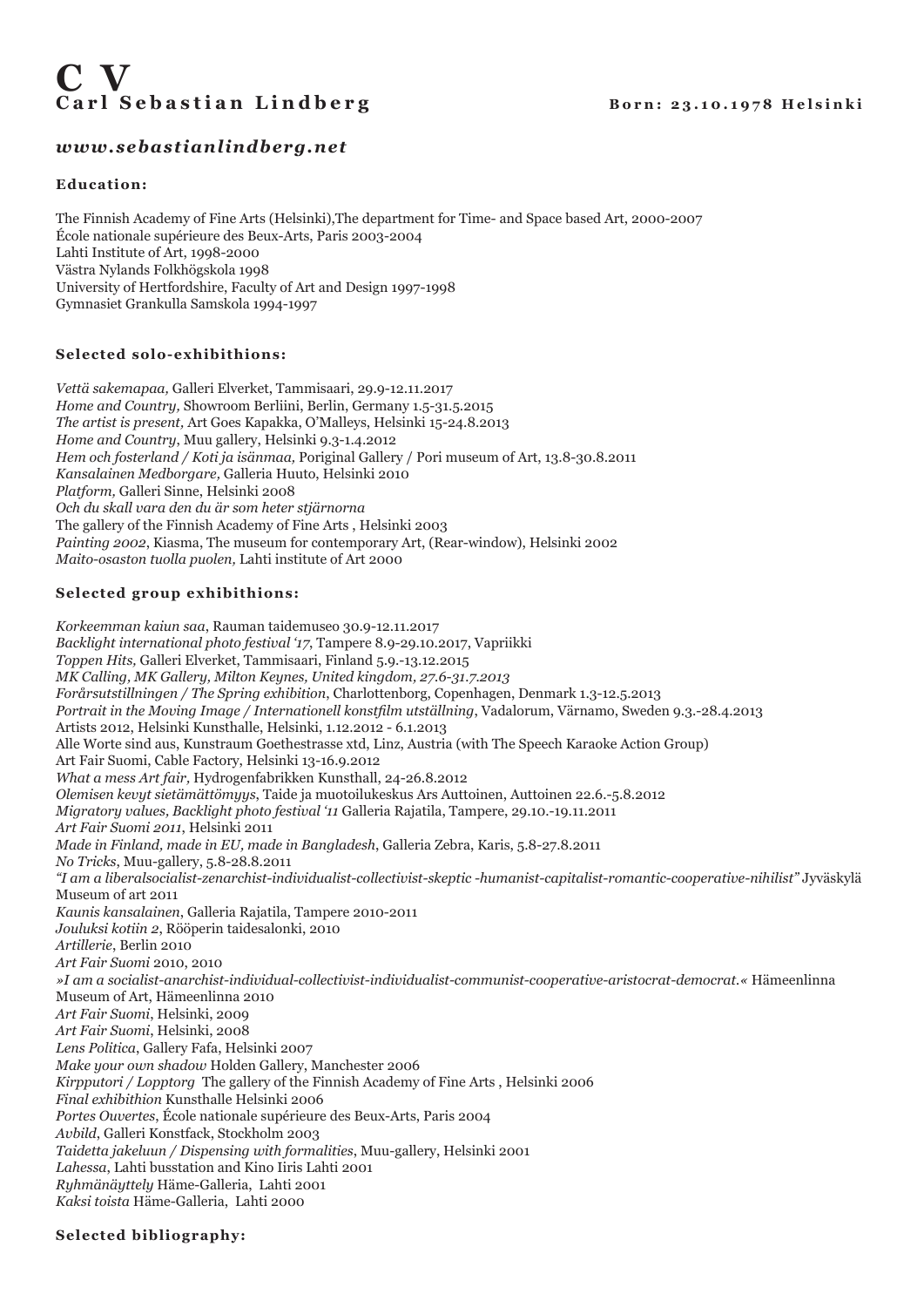# C V

## Carl Sebastian Lindberg

**Born: 23.10.1978 Helsinki**

***www.sebastianlindberg.net***

### Education:

The Finnish Academy of Fine Arts (Helsinki),The department for Time- and Space based Art, 2000-2007
École nationale supérieure des Beux-Arts, Paris 2003-2004
Lahti Institute of Art, 1998-2000
Västra Nylands Folkhögskola 1998
University of Hertfordshire, Faculty of Art and Design 1997-1998
Gymnasiet Grankulla Samskola 1994-1997

### Selected solo-exhibithions:

*Vettä sakemapaa,* Galleri Elverket, Tammisaari, 29.9-12.11.2017
*Home and Country,* Showroom Berliini, Berlin, Germany 1.5-31.5.2015
*The artist is present,* Art Goes Kapakka, O'Malleys, Helsinki 15-24.8.2013
*Home and Country*, Muu gallery, Helsinki 9.3-1.4.2012
*Hem och fosterland / Koti ja isänmaa,* Poriginal Gallery / Pori museum of Art, 13.8-30.8.2011
*Kansalainen Medborgare,* Galleria Huuto, Helsinki 2010
*Platform,* Galleri Sinne, Helsinki 2008
*Och du skall vara den du är som heter stjärnorna*
The gallery of the Finnish Academy of Fine Arts , Helsinki 2003
*Painting 2002*, Kiasma, The museum for contemporary Art, (Rear-window), Helsinki 2002
*Maito-osaston tuolla puolen,* Lahti institute of Art 2000

### Selected group exhibithions:

*Korkeemman kaiun saa*, Rauman taidemuseo 30.9-12.11.2017
*Backlight international photo festival '17*, Tampere 8.9-29.10.2017, Vapriikki
*Toppen Hits,* Galleri Elverket, Tammisaari, Finland 5.9.-13.12.2015
*MK Calling, MK Gallery, Milton Keynes, United kingdom, 27.6-31.7.2013*
*Forårsutstillningen / The Spring exhibition*, Charlottenborg, Copenhagen, Denmark 1.3-12.5.2013
*Portrait in the Moving Image / Internationell konstfilm utställning*, Vadalorum, Värnamo, Sweden 9.3.-28.4.2013
Artists 2012, Helsinki Kunsthalle, Helsinki, 1.12.2012 - 6.1.2013
Alle Worte sind aus, Kunstraum Goethestrasse xtd, Linz, Austria (with The Speech Karaoke Action Group)
Art Fair Suomi, Cable Factory, Helsinki 13-16.9.2012
*What a mess Art fair,* Hydrogenfabrikken Kunsthall, 24-26.8.2012
*Olemisen kevyt sietämättömyys*, Taide ja muotoilukeskus Ars Auttoinen, Auttoinen 22.6.-5.8.2012
*Migratory values, Backlight photo festival '11* Galleria Rajatila, Tampere, 29.10.-19.11.2011
*Art Fair Suomi 2011*, Helsinki 2011
*Made in Finland, made in EU, made in Bangladesh*, Galleria Zebra, Karis, 5.8-27.8.2011
*No Tricks,* Muu-gallery, 5.8-28.8.2011
*"I am a liberalsocialist-zenarchist-individualist-collectivist-skeptic -humanist-capitalist-romantic-cooperative-nihilist"* Jyväskylä Museum of art 2011
*Kaunis kansalainen*, Galleria Rajatila, Tampere 2010-2011
*Jouluksi kotiin 2*, Rööperin taidesalonki, 2010
*Artillerie*, Berlin 2010
*Art Fair Suomi* 2010, 2010
*»I am a socialist-anarchist-individual-collectivist-individualist-communist-cooperative-aristocrat-democrat.«* Hämeenlinna Museum of Art, Hämeenlinna 2010
*Art Fair Suomi*, Helsinki, 2009
*Art Fair Suomi*, Helsinki, 2008
*Lens Politica*, Gallery Fafa, Helsinki 2007
*Make your own shadow* Holden Gallery, Manchester 2006
*Kirpputori / Lopptorg* The gallery of the Finnish Academy of Fine Arts , Helsinki 2006
*Final exhibithion* Kunsthalle Helsinki 2006
*Portes Ouvertes*, École nationale supérieure des Beux-Arts, Paris 2004
*Avbild*, Galleri Konstfack, Stockholm 2003
*Taidetta jakeluun / Dispensing with formalities*, Muu-gallery, Helsinki 2001
*Lahessa*, Lahti busstation and Kino Iiris Lahti 2001
*Ryhmänäyttely* Häme-Galleria, Lahti 2001
*Kaksi toista* Häme-Galleria, Lahti 2000

### Selected bibliography: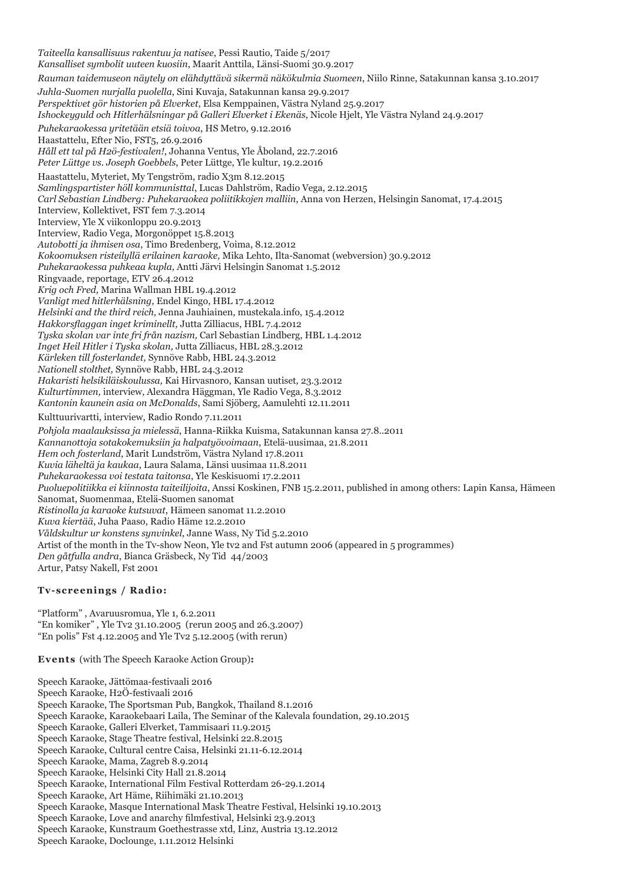*Taiteella kansallisuus rakentuu ja natisee*, Pessi Rautio, Taide 5/2017
*Kansalliset symbolit uuteen kuosiin*, Maarit Anttila, Länsi-Suomi 30.9.2017
*Rauman taidemuseon näytely on elähdyttävä sikermä näkökulmia Suomeen*, Niilo Rinne, Satakunnan kansa 3.10.2017
*Juhla-Suomen nurjalla puolella*, Sini Kuvaja, Satakunnan kansa 29.9.2017
*Perspektivet gör historien på Elverket,* Elsa Kemppainen, Västra Nyland 25.9.2017
*Ishockeyguld och Hitlerhälsningar på Galleri Elverket i Ekenäs*, Nicole Hjelt, Yle Västra Nyland 24.9.2017
*Puhekaraokessa yritetään etsiä toivoa*, HS Metro, 9.12.2016
Haastattelu, Efter Nio, FST5, 26.9.2016
*Håll ett tal på H2ö-festivalen!*, Johanna Ventus, Yle Åboland, 22.7.2016
*Peter Lüttge vs. Joseph Goebbels*, Peter Lüttge, Yle kultur, 19.2.2016
Haastattelu, Myteriet, My Tengström, radio X3m 8.12.2015
*Samlingspartister höll kommunisttal*, Lucas Dahlström, Radio Vega, 2.12.2015
*Carl Sebastian Lindberg: Puhekaraokea poliitikkojen malliin,* Anna von Herzen, Helsingin Sanomat, 17.4.2015
Interview, Kollektivet, FST fem 7.3.2014
Interview, Yle X viikonloppu 20.9.2013
Interview, Radio Vega, Morgonöppet 15.8.2013
*Autobotti ja ihmisen osa*, Timo Bredenberg, Voima, 8.12.2012
*Kokoomuksen risteilyllä erilainen karaoke,* Mika Lehto, Ilta-Sanomat (webversion) 30.9.2012
*Puhekaraokessa puhkeaa kupla,* Antti Järvi Helsingin Sanomat 1.5.2012
Ringvaade, reportage, ETV 26.4.2012
*Krig och Fred,* Marina Wallman HBL 19.4.2012
*Vanligt med hitlerhälsning,* Endel Kingo, HBL 17.4.2012
*Helsinki and the third reich,* Jenna Jauhiainen, mustekala.info, 15.4.2012
*Hakkorsflaggan inget kriminellt,* Jutta Zilliacus, HBL 7.4.2012
*Tyska skolan var inte fri från nazism,* Carl Sebastian Lindberg, HBL 1.4.2012
*Inget Heil Hitler i Tyska skolan,* Jutta Zilliacus, HBL 28.3.2012
*Kärleken till fosterlandet,* Synnöve Rabb, HBL 24.3.2012
*Nationell stolthet,* Synnöve Rabb, HBL 24.3.2012
*Hakaristi helsikiläiskoulussa,* Kai Hirvasnoro, Kansan uutiset, 23.3.2012
*Kulturtimmen,* interview, Alexandra Häggman, Yle Radio Vega, 8.3.2012
*Kantonin kaunein asia on McDonalds*, Sami Sjöberg, Aamulehti 12.11.2011
Kulttuurivartti, interview, Radio Rondo 7.11.2011
*Pohjola maalauksissa ja mielessä*, Hanna-Riikka Kuisma, Satakunnan kansa 27.8..2011
*Kannanottoja sotakokemuksiin ja halpatyövoimaan,* Etelä-uusimaa, 21.8.2011
*Hem och fosterland*, Marit Lundström, Västra Nyland 17.8.2011
*Kuvia läheltä ja kaukaa*, Laura Salama, Länsi uusimaa 11.8.2011
*Puhekaraokessa voi testata taitonsa*, Yle Keskisuomi 17.2.2011
*Puoluepolitiikka ei kiinnosta taiteilijoita*, Anssi Koskinen, FNB 15.2.2011, published in among others: Lapin Kansa, Hämeen Sanomat, Suomenmaa, Etelä-Suomen sanomat
*Ristinolla ja karaoke kutsuvat*, Hämeen sanomat 11.2.2010
*Kuva kiertää*, Juha Paaso, Radio Häme 12.2.2010
*Våldskultur ur konstens synvinkel*, Janne Wass, Ny Tid 5.2.2010
Artist of the month in the Tv-show Neon, Yle tv2 and Fst autumn 2006 (appeared in 5 programmes)
*Den gåtfulla andra*, Bianca Gräsbeck, Ny Tid 44/2003
Artur, Patsy Nakell, Fst 2001

**Tv-screenings / Radio:**

"Platform" , Avaruusromua, Yle 1, 6.2.2011
"En komiker" , Yle Tv2 31.10.2005 (rerun 2005 and 26.3.2007)
"En polis" Fst 4.12.2005 and Yle Tv2 5.12.2005 (with rerun)

**Events** (with The Speech Karaoke Action Group)**:**

Speech Karaoke, Jättömaa-festivaali 2016
Speech Karaoke, H2Ö-festivaali 2016
Speech Karaoke, The Sportsman Pub, Bangkok, Thailand 8.1.2016
Speech Karaoke, Karaokebaari Laila, The Seminar of the Kalevala foundation, 29.10.2015
Speech Karaoke, Galleri Elverket, Tammisaari 11.9.2015
Speech Karaoke, Stage Theatre festival, Helsinki 22.8.2015
Speech Karaoke, Cultural centre Caisa, Helsinki 21.11-6.12.2014
Speech Karaoke, Mama, Zagreb 8.9.2014
Speech Karaoke, Helsinki City Hall 21.8.2014
Speech Karaoke, International Film Festival Rotterdam 26-29.1.2014
Speech Karaoke, Art Häme, Riihimäki 21.10.2013
Speech Karaoke, Masque International Mask Theatre Festival, Helsinki 19.10.2013
Speech Karaoke, Love and anarchy filmfestival, Helsinki 23.9.2013
Speech Karaoke, Kunstraum Goethestrasse xtd, Linz, Austria 13.12.2012
Speech Karaoke, Doclounge, 1.11.2012 Helsinki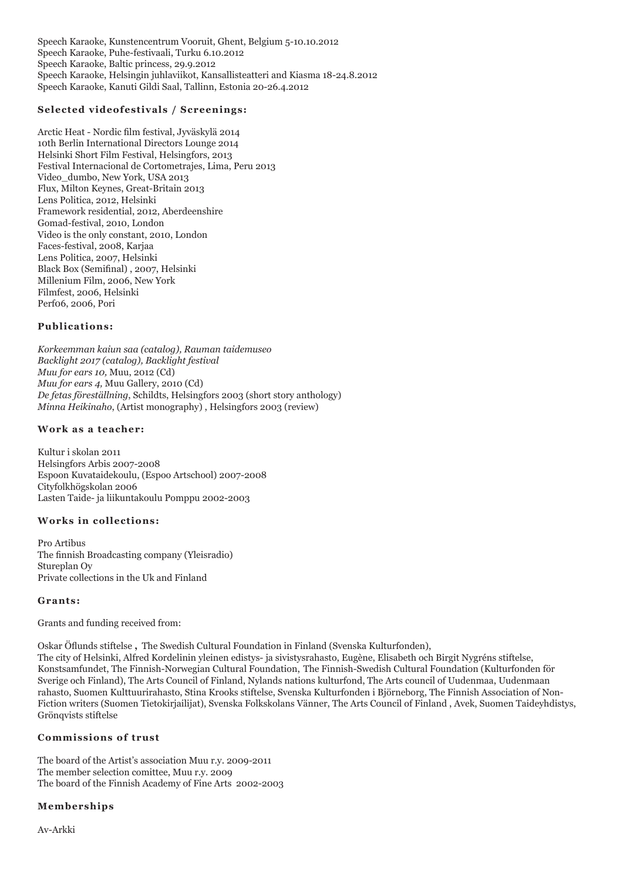Speech Karaoke, Kunstencentrum Vooruit, Ghent, Belgium 5-10.10.2012
Speech Karaoke, Puhe-festivaali, Turku 6.10.2012
Speech Karaoke, Baltic princess, 29.9.2012
Speech Karaoke, Helsingin juhlaviikot, Kansallisteatteri and Kiasma 18-24.8.2012
Speech Karaoke, Kanuti Gildi Saal, Tallinn, Estonia 20-26.4.2012

### Selected videofestivals / Screenings:

Arctic Heat - Nordic film festival, Jyväskylä 2014
10th Berlin International Directors Lounge 2014
Helsinki Short Film Festival, Helsingfors, 2013
Festival Internacional de Cortometrajes, Lima, Peru 2013
Video_dumbo, New York, USA 2013
Flux, Milton Keynes, Great-Britain 2013
Lens Politica, 2012, Helsinki
Framework residential, 2012, Aberdeenshire
Gomad-festival, 2010, London
Video is the only constant, 2010, London
Faces-festival, 2008, Karjaa
Lens Politica, 2007, Helsinki
Black Box (Semifinal) , 2007, Helsinki
Millenium Film, 2006, New York
Filmfest, 2006, Helsinki
Perf06, 2006, Pori

### Publications:

*Korkeemman kaiun saa (catalog), Rauman taidemuseo*
*Backlight 2017 (catalog), Backlight festival*
*Muu for ears 10,* Muu, 2012 (Cd)
*Muu for ears 4,* Muu Gallery, 2010 (Cd)
*De fetas föreställning*, Schildts, Helsingfors 2003 (short story anthology)
*Minna Heikinaho*, (Artist monography) , Helsingfors 2003 (review)

### Work as a teacher:

Kultur i skolan 2011
Helsingfors Arbis 2007-2008
Espoon Kuvataidekoulu, (Espoo Artschool) 2007-2008
Cityfolkhögskolan 2006
Lasten Taide- ja liikuntakoulu Pomppu 2002-2003

### Works in collections:

Pro Artibus
The finnish Broadcasting company (Yleisradio)
Stureplan Oy
Private collections in the Uk and Finland

### Grants:

Grants and funding received from:

Oskar Öflunds stiftelse **,** The Swedish Cultural Foundation in Finland (Svenska Kulturfonden),
The city of Helsinki, Alfred Kordelinin yleinen edistys- ja sivistysrahasto, Eugène, Elisabeth och Birgit Nygréns stiftelse, Konstsamfundet, The Finnish-Norwegian Cultural Foundation, The Finnish-Swedish Cultural Foundation (Kulturfonden för Sverige och Finland), The Arts Council of Finland, Nylands nations kulturfond, The Arts council of Uudenmaa, Uudenmaan rahasto, Suomen Kulttuurirahasto, Stina Krooks stiftelse, Svenska Kulturfonden i Björneborg, The Finnish Association of Non-Fiction writers (Suomen Tietokirjailijat), Svenska Folkskolans Vänner, The Arts Council of Finland , Avek, Suomen Taideyhdistys, Grönqvists stiftelse

### Commissions of trust

The board of the Artist's association Muu r.y. 2009-2011
The member selection comittee, Muu r.y. 2009
The board of the Finnish Academy of Fine Arts 2002-2003

### Memberships

Av-Arkki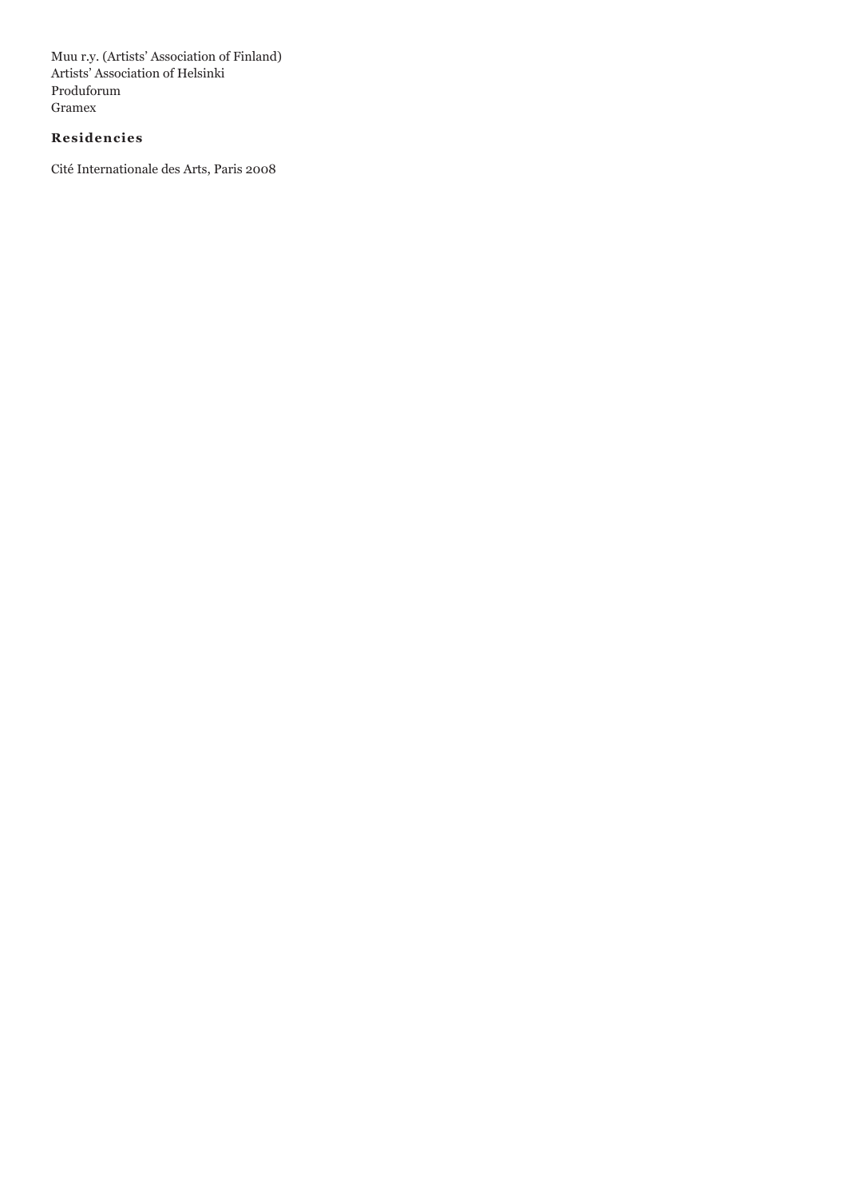Muu r.y. (Artists' Association of Finland)
Artists' Association of Helsinki
Produforum
Gramex

**Residencies**

Cité Internationale des Arts, Paris 2008